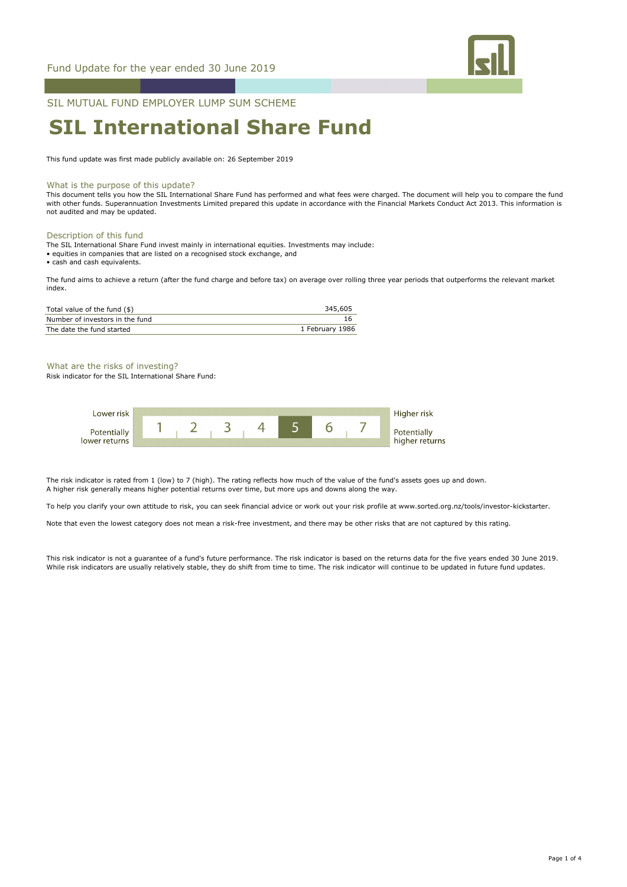Fund Update for the year ended 30 June 2019

SIL MUTUAL FUND EMPLOYER LUMP SUM SCHEME

# SIL International Share Fund

This fund update was first made publicly available on: 26 September 2019

## What is the purpose of this update?

This document tells you how the SIL International Share Fund has performed and what fees were charged. The document will help you to compare the fund with other funds. Superannuation Investments Limited prepared this update in accordance with the Financial Markets Conduct Act 2013. This information is not audited and may be updated.

## Description of this fund

The SIL International Share Fund invest mainly in international equities. Investments may include:

- equities in companies that are listed on a recognised stock exchange, and
- cash and cash equivalents.

The fund aims to achieve a return (after the fund charge and before tax) on average over rolling three year periods that outperforms the relevant market index.

| | |
|---|---|
| Total value of the fund ($) | 345,605 |
| Number of investors in the fund | 16 |
| The date the fund started | 1 February 1986 |

## What are the risks of investing?

Risk indicator for the SIL International Share Fund:

| Lower risk / Potentially lower returns | 1 | 2 | 3 | 4 | **5** | 6 | 7 | Higher risk / Potentially higher returns |
|---|---|---|---|---|---|---|---|---|

The risk indicator is rated from 1 (low) to 7 (high). The rating reflects how much of the value of the fund's assets goes up and down. A higher risk generally means higher potential returns over time, but more ups and downs along the way.

To help you clarify your own attitude to risk, you can seek financial advice or work out your risk profile at www.sorted.org.nz/tools/investor-kickstarter.

Note that even the lowest category does not mean a risk-free investment, and there may be other risks that are not captured by this rating.

This risk indicator is not a guarantee of a fund's future performance. The risk indicator is based on the returns data for the five years ended 30 June 2019. While risk indicators are usually relatively stable, they do shift from time to time. The risk indicator will continue to be updated in future fund updates.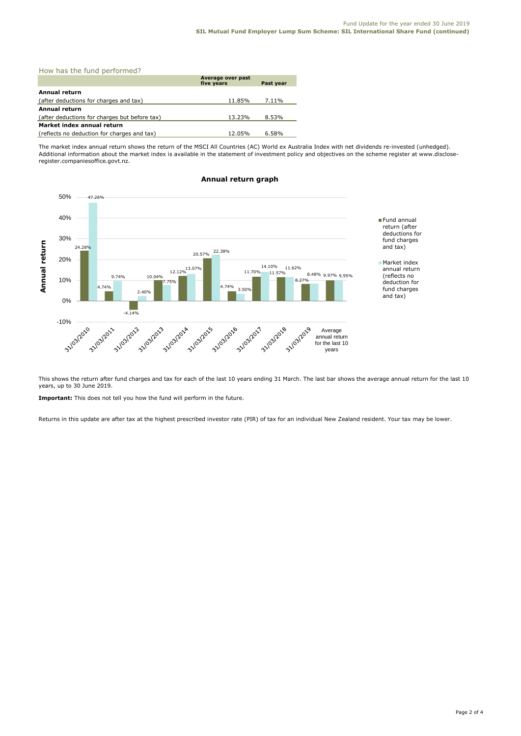## How has the fund performed?

| | Average over past five years | Past year |
|---|---|---|
| **Annual return** | | |
| (after deductions for charges and tax) | 11.85% | 7.11% |
| **Annual return** | | |
| (after deductions for charges but before tax) | 13.23% | 8.53% |
| **Market index annual return** | | |
| (reflects no deduction for charges and tax) | 12.05% | 6.58% |

The market index annual return shows the return of the MSCI All Countries (AC) World ex Australia Index with net dividends re-invested (unhedged). Additional information about the market index is available in the statement of investment policy and objectives on the scheme register at www.disclose-register.companiesoffice.govt.nz.

### Annual return graph

| | Fund annual return (after deductions for fund charges and tax) | Market index annual return (reflects no deduction for fund charges and tax) |
|---|---|---|
| 31/03/2010 | 24.28% | 47.26% |
| 31/03/2011 | 4.74% | 9.74% |
| 31/03/2012 | -4.14% | 2.40% |
| 31/03/2013 | 10.04% | 7.75% |
| 31/03/2014 | 12.12% | 13.07% |
| 31/03/2015 | 20.57% | 22.38% |
| 31/03/2016 | 4.74% | 3.50% |
| 31/03/2017 | 11.70% | 14.10% |
| 31/03/2018 | 11.57% | 11.62% |
| 31/03/2019 | 8.27% | 8.48% |
| Average annual return for the last 10 years | 9.97% | 9.95% |

This shows the return after fund charges and tax for each of the last 10 years ending 31 March. The last bar shows the average annual return for the last 10 years, up to 30 June 2019.

**Important:** This does not tell you how the fund will perform in the future.

Returns in this update are after tax at the highest prescribed investor rate (PIR) of tax for an individual New Zealand resident. Your tax may be lower.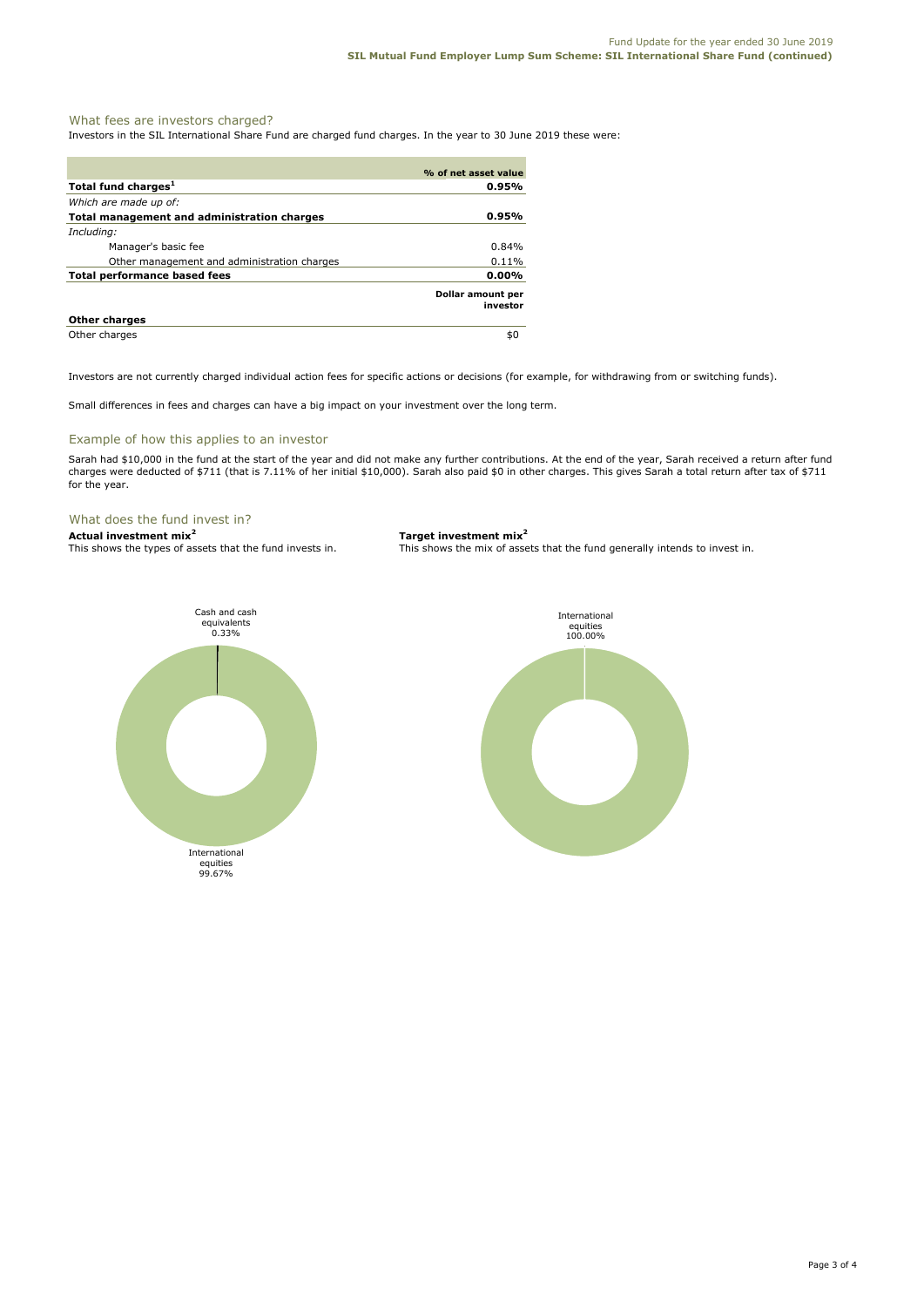## What fees are investors charged?

Investors in the SIL International Share Fund are charged fund charges. In the year to 30 June 2019 these were:

| | % of net asset value |
|---|---|
| **Total fund charges[1]** | **0.95%** |
| *Which are made up of:* | |
| **Total management and administration charges** | **0.95%** |
| *Including:* | |
| Manager's basic fee | 0.84% |
| Other management and administration charges | 0.11% |
| **Total performance based fees** | **0.00%** |
| | **Dollar amount per investor** |
| **Other charges** | |
| Other charges | $0 |

Investors are not currently charged individual action fees for specific actions or decisions (for example, for withdrawing from or switching funds).

Small differences in fees and charges can have a big impact on your investment over the long term.

## Example of how this applies to an investor

Sarah had $10,000 in the fund at the start of the year and did not make any further contributions. At the end of the year, Sarah received a return after fund charges were deducted of $711 (that is 7.11% of her initial $10,000). Sarah also paid $0 in other charges. This gives Sarah a total return after tax of $711 for the year.

## What does the fund invest in?

**Actual investment mix[2]**

This shows the types of assets that the fund invests in.

- Cash and cash equivalents 0.33%
- International equities 99.67%

**Target investment mix[2]**

This shows the mix of assets that the fund generally intends to invest in.

- International equities 100.00%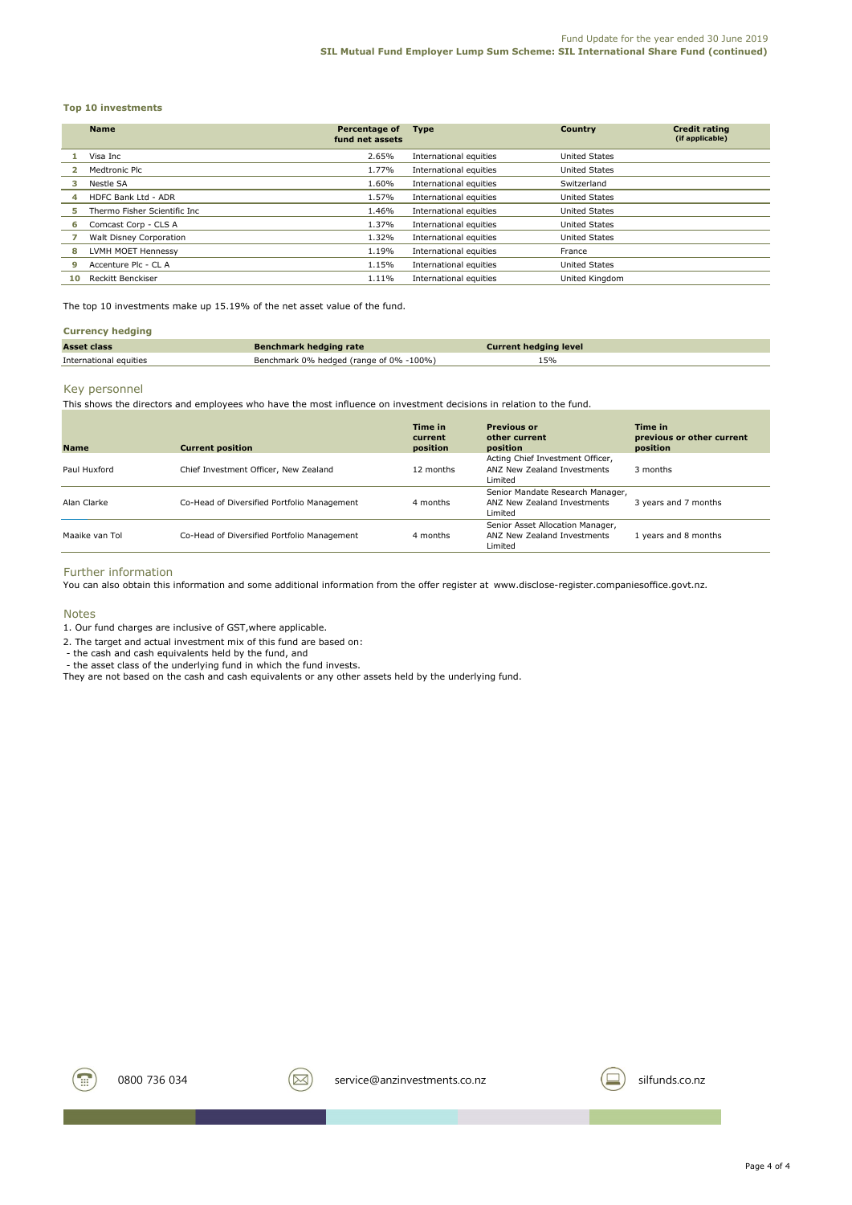### Top 10 investments

| | Name | Percentage of fund net assets | Type | Country | Credit rating (if applicable) |
|---|---|---|---|---|---|
| 1 | Visa Inc | 2.65% | International equities | United States | |
| 2 | Medtronic Plc | 1.77% | International equities | United States | |
| 3 | Nestle SA | 1.60% | International equities | Switzerland | |
| 4 | HDFC Bank Ltd - ADR | 1.57% | International equities | United States | |
| 5 | Thermo Fisher Scientific Inc | 1.46% | International equities | United States | |
| 6 | Comcast Corp - CLS A | 1.37% | International equities | United States | |
| 7 | Walt Disney Corporation | 1.32% | International equities | United States | |
| 8 | LVMH MOET Hennessy | 1.19% | International equities | France | |
| 9 | Accenture Plc - CL A | 1.15% | International equities | United States | |
| 10 | Reckitt Benckiser | 1.11% | International equities | United Kingdom | |

The top 10 investments make up 15.19% of the net asset value of the fund.

### Currency hedging

| Asset class | Benchmark hedging rate | Current hedging level |
|---|---|---|
| International equities | Benchmark 0% hedged (range of 0% -100%) | 15% |

## Key personnel

This shows the directors and employees who have the most influence on investment decisions in relation to the fund.

| Name | Current position | Time in current position | Previous or other current position | Time in previous or other current position |
|---|---|---|---|---|
| Paul Huxford | Chief Investment Officer, New Zealand | 12 months | Acting Chief Investment Officer, ANZ New Zealand Investments Limited | 3 months |
| Alan Clarke | Co-Head of Diversified Portfolio Management | 4 months | Senior Mandate Research Manager, ANZ New Zealand Investments Limited | 3 years and 7 months |
| Maaike van Tol | Co-Head of Diversified Portfolio Management | 4 months | Senior Asset Allocation Manager, ANZ New Zealand Investments Limited | 1 years and 8 months |

## Further information

You can also obtain this information and some additional information from the offer register at www.disclose-register.companiesoffice.govt.nz.

## Notes

1. Our fund charges are inclusive of GST,where applicable.
2. The target and actual investment mix of this fund are based on:
 - the cash and cash equivalents held by the fund, and
 - the asset class of the underlying fund in which the fund invests.

They are not based on the cash and cash equivalents or any other assets held by the underlying fund.

0800 736 034 service@anzinvestments.co.nz silfunds.co.nz